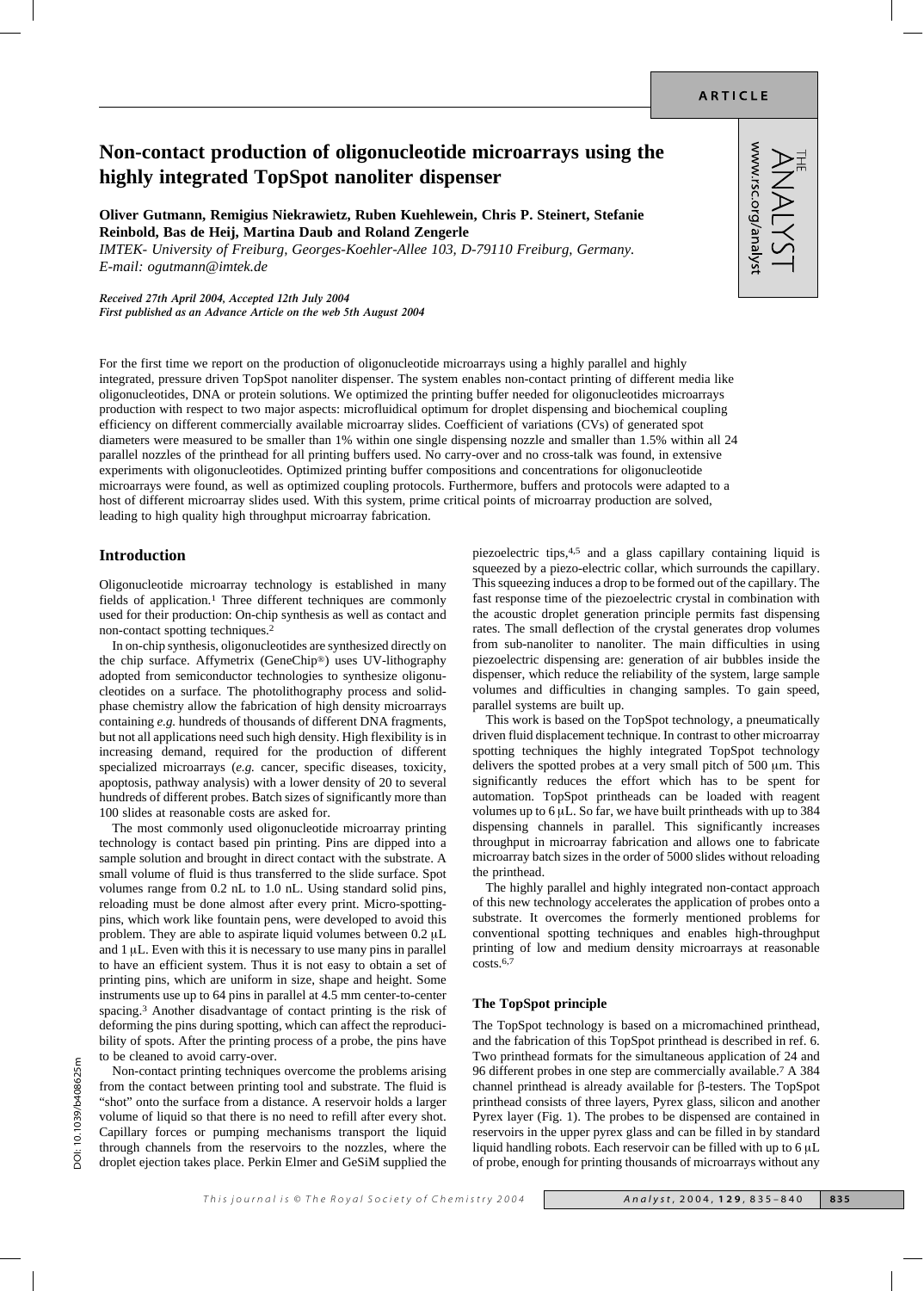# Non-contact production of oligonucleotide microarrays using the highly integrated TopSpot nanoliter dispenser

**Oliver Gutmann, Remigius Niekrawietz, Ruben Kuehlewein, Chris P. Steinert, Stefanie Reinbold, Bas de Heij, Martina Daub and Roland Zengerle**

*IMTEK- University of Freiburg, Georges-Koehler-Allee 103, D-79110 Freiburg, Germany. E-mail: ogutmann@imtek.de*

*Received 27th April 2004, Accepted 12th July 2004*
*First published as an Advance Article on the web 5th August 2004*

For the first time we report on the production of oligonucleotide microarrays using a highly parallel and highly integrated, pressure driven TopSpot nanoliter dispenser. The system enables non-contact printing of different media like oligonucleotides, DNA or protein solutions. We optimized the printing buffer needed for oligonucleotides microarrays production with respect to two major aspects: microfluidical optimum for droplet dispensing and biochemical coupling efficiency on different commercially available microarray slides. Coefficient of variations (CVs) of generated spot diameters were measured to be smaller than 1% within one single dispensing nozzle and smaller than 1.5% within all 24 parallel nozzles of the printhead for all printing buffers used. No carry-over and no cross-talk was found, in extensive experiments with oligonucleotides. Optimized printing buffer compositions and concentrations for oligonucleotide microarrays were found, as well as optimized coupling protocols. Furthermore, buffers and protocols were adapted to a host of different microarray slides used. With this system, prime critical points of microarray production are solved, leading to high quality high throughput microarray fabrication.

## Introduction

Oligonucleotide microarray technology is established in many fields of application.[1] Three different techniques are commonly used for their production: On-chip synthesis as well as contact and non-contact spotting techniques.[2]

In on-chip synthesis, oligonucleotides are synthesized directly on the chip surface. Affymetrix (GeneChip®) uses UV-lithography adopted from semiconductor technologies to synthesize oligonucleotides on a surface. The photolithography process and solid-phase chemistry allow the fabrication of high density microarrays containing *e.g.* hundreds of thousands of different DNA fragments, but not all applications need such high density. High flexibility is in increasing demand, required for the production of different specialized microarrays (*e.g.* cancer, specific diseases, toxicity, apoptosis, pathway analysis) with a lower density of 20 to several hundreds of different probes. Batch sizes of significantly more than 100 slides at reasonable costs are asked for.

The most commonly used oligonucleotide microarray printing technology is contact based pin printing. Pins are dipped into a sample solution and brought in direct contact with the substrate. A small volume of fluid is thus transferred to the slide surface. Spot volumes range from 0.2 nL to 1.0 nL. Using standard solid pins, reloading must be done almost after every print. Micro-spotting-pins, which work like fountain pens, were developed to avoid this problem. They are able to aspirate liquid volumes between 0.2 μL and 1 μL. Even with this it is necessary to use many pins in parallel to have an efficient system. Thus it is not easy to obtain a set of printing pins, which are uniform in size, shape and height. Some instruments use up to 64 pins in parallel at 4.5 mm center-to-center spacing.[3] Another disadvantage of contact printing is the risk of deforming the pins during spotting, which can affect the reproducibility of spots. After the printing process of a probe, the pins have to be cleaned to avoid carry-over.

Non-contact printing techniques overcome the problems arising from the contact between printing tool and substrate. The fluid is "shot" onto the surface from a distance. A reservoir holds a larger volume of liquid so that there is no need to refill after every shot. Capillary forces or pumping mechanisms transport the liquid through channels from the reservoirs to the nozzles, where the droplet ejection takes place. Perkin Elmer and GeSiM supplied the piezoelectric tips,[4,5] and a glass capillary containing liquid is squeezed by a piezo-electric collar, which surrounds the capillary. This squeezing induces a drop to be formed out of the capillary. The fast response time of the piezoelectric crystal in combination with the acoustic droplet generation principle permits fast dispensing rates. The small deflection of the crystal generates drop volumes from sub-nanoliter to nanoliter. The main difficulties in using piezoelectric dispensing are: generation of air bubbles inside the dispenser, which reduce the reliability of the system, large sample volumes and difficulties in changing samples. To gain speed, parallel systems are built up.

This work is based on the TopSpot technology, a pneumatically driven fluid displacement technique. In contrast to other microarray spotting techniques the highly integrated TopSpot technology delivers the spotted probes at a very small pitch of 500 μm. This significantly reduces the effort which has to be spent for automation. TopSpot printheads can be loaded with reagent volumes up to 6 μL. So far, we have built printheads with up to 384 dispensing channels in parallel. This significantly increases throughput in microarray fabrication and allows one to fabricate microarray batch sizes in the order of 5000 slides without reloading the printhead.

The highly parallel and highly integrated non-contact approach of this new technology accelerates the application of probes onto a substrate. It overcomes the formerly mentioned problems for conventional spotting techniques and enables high-throughput printing of low and medium density microarrays at reasonable costs.[6,7]

### The TopSpot principle

The TopSpot technology is based on a micromachined printhead, and the fabrication of this TopSpot printhead is described in ref. 6. Two printhead formats for the simultaneous application of 24 and 96 different probes in one step are commercially available.[7] A 384 channel printhead is already available for β-testers. The TopSpot printhead consists of three layers, Pyrex glass, silicon and another Pyrex layer (Fig. 1). The probes to be dispensed are contained in reservoirs in the upper pyrex glass and can be filled in by standard liquid handling robots. Each reservoir can be filled with up to 6 μL of probe, enough for printing thousands of microarrays without any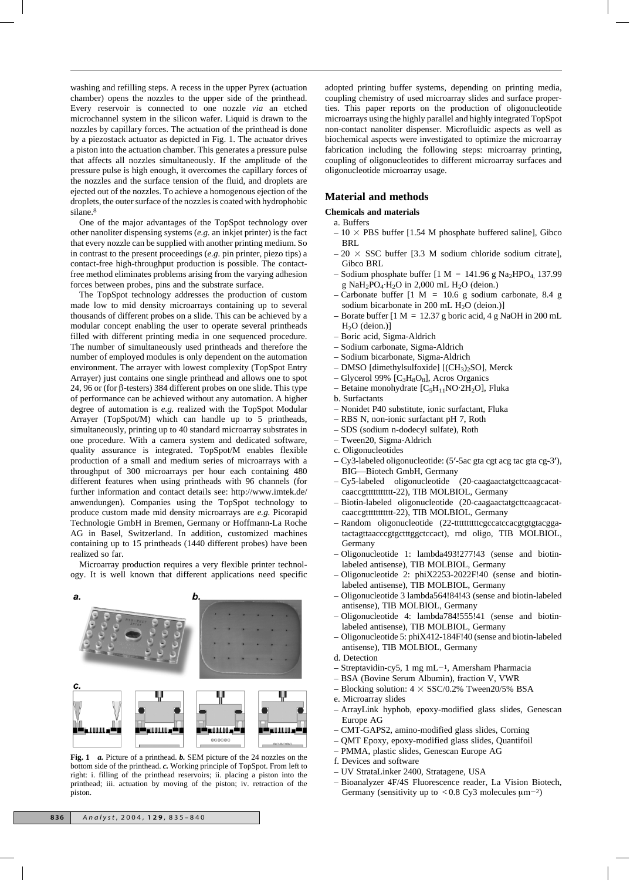washing and refilling steps. A recess in the upper Pyrex (actuation chamber) opens the nozzles to the upper side of the printhead. Every reservoir is connected to one nozzle *via* an etched microchannel system in the silicon wafer. Liquid is drawn to the nozzles by capillary forces. The actuation of the printhead is done by a piezostack actuator as depicted in Fig. 1. The actuator drives a piston into the actuation chamber. This generates a pressure pulse that affects all nozzles simultaneously. If the amplitude of the pressure pulse is high enough, it overcomes the capillary forces of the nozzles and the surface tension of the fluid, and droplets are ejected out of the nozzles. To achieve a homogenous ejection of the droplets, the outer surface of the nozzles is coated with hydrophobic silane.[8]

One of the major advantages of the TopSpot technology over other nanoliter dispensing systems (*e.g.* an inkjet printer) is the fact that every nozzle can be supplied with another printing medium. So in contrast to the present proceedings (*e.g.* pin printer, piezo tips) a contact-free high-throughput production is possible. The contact-free method eliminates problems arising from the varying adhesion forces between probes, pins and the substrate surface.

The TopSpot technology addresses the production of custom made low to mid density microarrays containing up to several thousands of different probes on a slide. This can be achieved by a modular concept enabling the user to operate several printheads filled with different printing media in one sequenced procedure. The number of simultaneously used printheads and therefore the number of employed modules is only dependent on the automation environment. The arrayer with lowest complexity (TopSpot Entry Arrayer) just contains one single printhead and allows one to spot 24, 96 or (for β-testers) 384 different probes on one slide. This type of performance can be achieved without any automation. A higher degree of automation is *e.g.* realized with the TopSpot Modular Arrayer (TopSpot/M) which can handle up to 5 printheads, simultaneously, printing up to 40 standard microarray substrates in one procedure. With a camera system and dedicated software, quality assurance is integrated. TopSpot/M enables flexible production of a small and medium series of microarrays with a throughput of 300 microarrays per hour each containing 480 different features when using printheads with 96 channels (for further information and contact details see: http://www.imtek.de/anwendungen). Companies using the TopSpot technology to produce custom made mid density microarrays are *e.g.* Picorapid Technologie GmbH in Bremen, Germany or Hoffmann-La Roche AG in Basel, Switzerland. In addition, customized machines containing up to 15 printheads (1440 different probes) have been realized so far.

Microarray production requires a very flexible printer technology. It is well known that different applications need specific

**Fig. 1** ***a.*** Picture of a printhead. ***b.*** SEM picture of the 24 nozzles on the bottom side of the printhead. ***c.*** Working principle of TopSpot. From left to right: i. filling of the printhead reservoirs; ii. placing a piston into the printhead; iii. actuation by moving of the piston; iv. retraction of the piston.

adopted printing buffer systems, depending on printing media, coupling chemistry of used microarray slides and surface properties. This paper reports on the production of oligonucleotide microarrays using the highly parallel and highly integrated TopSpot non-contact nanoliter dispenser. Microfluidic aspects as well as biochemical aspects were investigated to optimize the microarray fabrication including the following steps: microarray printing, coupling of oligonucleotides to different microarray surfaces and oligonucleotide microarray usage.

## Material and methods

### Chemicals and materials

a. Buffers

- 10 × PBS buffer [1.54 M phosphate buffered saline], Gibco BRL
- 20 × SSC buffer [3.3 M sodium chloride sodium citrate], Gibco BRL
- Sodium phosphate buffer [1 M = 141.96 g $Na_2HPO_4$, 137.99 g $NaH_2PO_4 \cdot H_2O$ in 2,000 mL $H_2O$ (deion.)
- Carbonate buffer [1 M = 10.6 g sodium carbonate, 8.4 g sodium bicarbonate in 200 mL $H_2O$ (deion.)]
- Borate buffer [1 M = 12.37 g boric acid, 4 g NaOH in 200 mL $H_2O$ (deion.)]
- Boric acid, Sigma-Aldrich
- Sodium carbonate, Sigma-Aldrich
- Sodium bicarbonate, Sigma-Aldrich
- DMSO [dimethylsulfoxide] [$(CH_3)_2SO$], Merck
- Glycerol 99% [$C_3H_8O_3$], Acros Organics
- Betaine monohydrate [$C_5H_{11}NO \cdot 2H_2O$], Fluka

b. Surfactants

- Nonidet P40 substitute, ionic surfactant, Fluka
- RBS N, non-ionic surfactant pH 7, Roth
- SDS (sodium n-dodecyl sulfate), Roth
- Tween20, Sigma-Aldrich

c. Oligonucleotides

- Cy3-labeled oligonucleotide: (5′-5ac gta cgt acg tac gta cg-3′), BIG—Biotech GmbH, Germany
- Cy5-labeled oligonucleotide (20-caagaactatgcttcaagcacatcaaccgttttttttttt-22), TIB MOLBIOL, Germany
- Biotin-labeled oligonucleotide (20-caagaactatgcttcaagcacatcaaccgttttttttttt-22), TIB MOLBIOL, Germany
- Random oligonucleotide (22-tttttttttttcgccatccacgtgtgtacggatactagttaacccgtgctttggctccact), rnd oligo, TIB MOLBIOL, Germany
- Oligonucleotide 1: lambda493!277!43 (sense and biotin-labeled antisense), TIB MOLBIOL, Germany
- Oligonucleotide 2: phiX2253-2022F!40 (sense and biotin-labeled antisense), TIB MOLBIOL, Germany
- Oligonucleotide 3 lambda564!84!43 (sense and biotin-labeled antisense), TIB MOLBIOL, Germany
- Oligonucleotide 4: lambda784!555!41 (sense and biotin-labeled antisense), TIB MOLBIOL, Germany
- Oligonucleotide 5: phiX412-184F!40 (sense and biotin-labeled antisense), TIB MOLBIOL, Germany

d. Detection

- Streptavidin-cy5, 1 mg $mL^{-1}$, Amersham Pharmacia
- BSA (Bovine Serum Albumin), fraction V, VWR
- Blocking solution: 4 × SSC/0.2% Tween20/5% BSA

e. Microarray slides

- ArrayLink hyphob, epoxy-modified glass slides, Genescan Europe AG
- CMT-GAPS2, amino-modified glass slides, Corning
- QMT Epoxy, epoxy-modified glass slides, Quantifoil
- PMMA, plastic slides, Genescan Europe AG

f. Devices and software

- UV StrataLinker 2400, Stratagene, USA
- Bioanalyzer 4F/4S Fluorescence reader, La Vision Biotech, Germany (sensitivity up to < 0.8 Cy3 molecules $\mu m^{-2}$)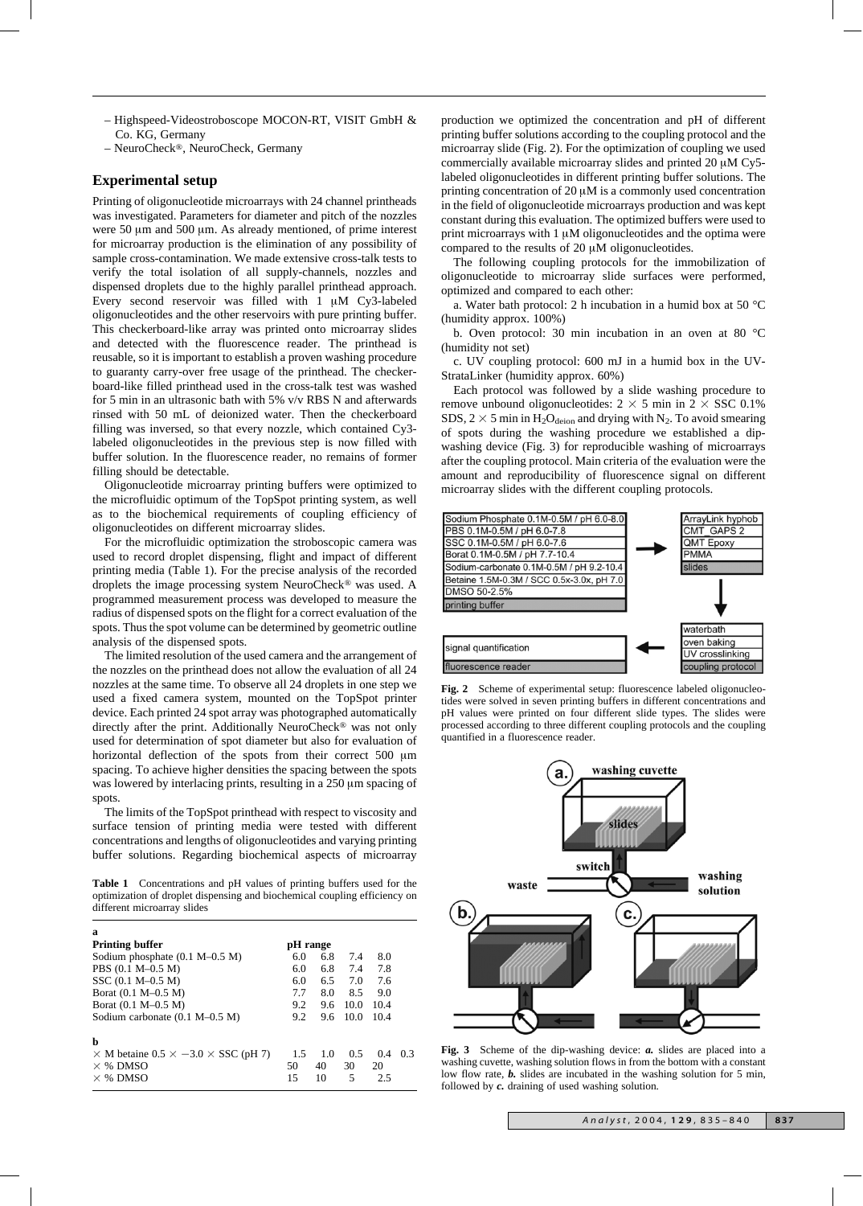– Highspeed-Videostroboscope MOCON-RT, VISIT GmbH & Co. KG, Germany
– NeuroCheck®, NeuroCheck, Germany

## Experimental setup

Printing of oligonucleotide microarrays with 24 channel printheads was investigated. Parameters for diameter and pitch of the nozzles were 50 μm and 500 μm. As already mentioned, of prime interest for microarray production is the elimination of any possibility of sample cross-contamination. We made extensive cross-talk tests to verify the total isolation of all supply-channels, nozzles and dispensed droplets due to the highly parallel printhead approach. Every second reservoir was filled with 1 μM Cy3-labeled oligonucleotides and the other reservoirs with pure printing buffer. This checkerboard-like array was printed onto microarray slides and detected with the fluorescence reader. The printhead is reusable, so it is important to establish a proven washing procedure to guaranty carry-over free usage of the printhead. The checkerboard-like filled printhead used in the cross-talk test was washed for 5 min in an ultrasonic bath with 5% v/v RBS N and afterwards rinsed with 50 mL of deionized water. Then the checkerboard filling was inversed, so that every nozzle, which contained Cy3-labeled oligonucleotides in the previous step is now filled with buffer solution. In the fluorescence reader, no remains of former filling should be detectable.

Oligonucleotide microarray printing buffers were optimized to the microfluidic optimum of the TopSpot printing system, as well as to the biochemical requirements of coupling efficiency of oligonucleotides on different microarray slides.

For the microfluidic optimization the stroboscopic camera was used to record droplet dispensing, flight and impact of different printing media (Table 1). For the precise analysis of the recorded droplets the image processing system NeuroCheck® was used. A programmed measurement process was developed to measure the radius of dispensed spots on the flight for a correct evaluation of the spots. Thus the spot volume can be determined by geometric outline analysis of the dispensed spots.

The limited resolution of the used camera and the arrangement of the nozzles on the printhead does not allow the evaluation of all 24 nozzles at the same time. To observe all 24 droplets in one step we used a fixed camera system, mounted on the TopSpot printer device. Each printed 24 spot array was photographed automatically directly after the print. Additionally NeuroCheck® was not only used for determination of spot diameter but also for evaluation of horizontal deflection of the spots from their correct 500 μm spacing. To achieve higher densities the spacing between the spots was lowered by interlacing prints, resulting in a 250 μm spacing of spots.

The limits of the TopSpot printhead with respect to viscosity and surface tension of printing media were tested with different concentrations and lengths of oligonucleotides and varying printing buffer solutions. Regarding biochemical aspects of microarray production we optimized the concentration and pH of different printing buffer solutions according to the coupling protocol and the microarray slide (Fig. 2). For the optimization of coupling we used commercially available microarray slides and printed 20 μM Cy5-labeled oligonucleotides in different printing buffer solutions. The printing concentration of 20 μM is a commonly used concentration in the field of oligonucleotide microarrays production and was kept constant during this evaluation. The optimized buffers were used to print microarrays with 1 μM oligonucleotides and the optima were compared to the results of 20 μM oligonucleotides.

The following coupling protocols for the immobilization of oligonucleotide to microarray slide surfaces were performed, optimized and compared to each other:

a. Water bath protocol: 2 h incubation in a humid box at 50 °C (humidity approx. 100%)

b. Oven protocol: 30 min incubation in an oven at 80 °C (humidity not set)

c. UV coupling protocol: 600 mJ in a humid box in the UV-StrataLinker (humidity approx. 60%)

Each protocol was followed by a slide washing procedure to remove unbound oligonucleotides: 2 × 5 min in 2 × SSC 0.1% SDS, 2 × 5 min in $H_2O_{deion}$ and drying with $N_2$. To avoid smearing of spots during the washing procedure we established a dip-washing device (Fig. 3) for reproducible washing of microarrays after the coupling protocol. Main criteria of the evaluation were the amount and reproducibility of fluorescence signal on different microarray slides with the different coupling protocols.

**Table 1** Concentrations and pH values of printing buffers used for the optimization of droplet dispensing and biochemical coupling efficiency on different microarray slides

| **a** | | | | | |
|---|---|---|---|---|---|
| **Printing buffer** | **pH range** | | | | |
| Sodium phosphate (0.1 M–0.5 M) | 6.0 | 6.8 | 7.4 | 8.0 | |
| PBS (0.1 M–0.5 M) | 6.0 | 6.8 | 7.4 | 7.8 | |
| SSC (0.1 M–0.5 M) | 6.0 | 6.5 | 7.0 | 7.6 | |
| Borat (0.1 M–0.5 M) | 7.7 | 8.0 | 8.5 | 9.0 | |
| Borat (0.1 M–0.5 M) | 9.2 | 9.6 | 10.0 | 10.4 | |
| Sodium carbonate (0.1 M–0.5 M) | 9.2 | 9.6 | 10.0 | 10.4 | |
| **b** | | | | | |
| × M betaine 0.5 × −3.0 × SSC (pH 7) | 1.5 | 1.0 | 0.5 | 0.4 | 0.3 |
| × % DMSO | 50 | 40 | 30 | 20 | |
| × % DMSO | 15 | 10 | 5 | 2.5 | |

**Fig. 2** Scheme of experimental setup: fluorescence labeled oligonucleotides were solved in seven printing buffers in different concentrations and pH values were printed on four different slide types. The slides were processed according to three different coupling protocols and the coupling quantified in a fluorescence reader.

**Fig. 3** Scheme of the dip-washing device: ***a.*** slides are placed into a washing cuvette, washing solution flows in from the bottom with a constant low flow rate, ***b.*** slides are incubated in the washing solution for 5 min, followed by ***c.*** draining of used washing solution.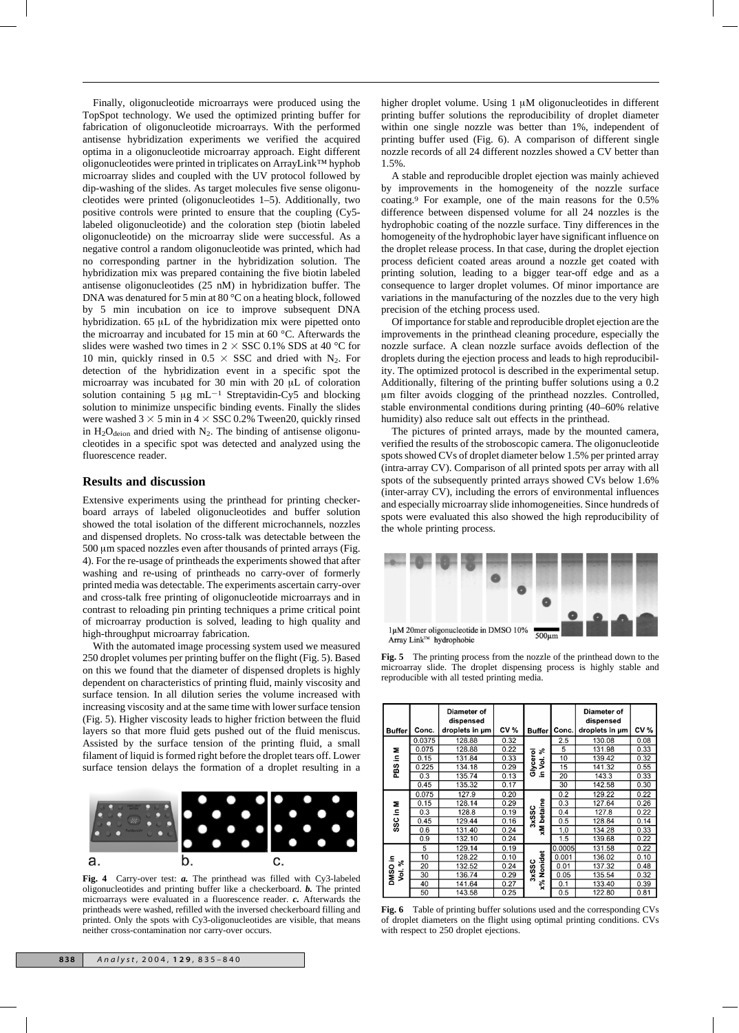Finally, oligonucleotide microarrays were produced using the TopSpot technology. We used the optimized printing buffer for fabrication of oligonucleotide microarrays. With the performed antisense hybridization experiments we verified the acquired optima in a oligonucleotide microarray approach. Eight different oligonucleotides were printed in triplicates on ArrayLink™ hyphob microarray slides and coupled with the UV protocol followed by dip-washing of the slides. As target molecules five sense oligonucleotides were printed (oligonucleotides 1–5). Additionally, two positive controls were printed to ensure that the coupling (Cy5-labeled oligonucleotide) and the coloration step (biotin labeled oligonucleotide) on the microarray slide were successful. As a negative control a random oligonucleotide was printed, which had no corresponding partner in the hybridization solution. The hybridization mix was prepared containing the five biotin labeled antisense oligonucleotides (25 nM) in hybridization buffer. The DNA was denatured for 5 min at 80 °C on a heating block, followed by 5 min incubation on ice to improve subsequent DNA hybridization. 65 μL of the hybridization mix were pipetted onto the microarray and incubated for 15 min at 60 °C. Afterwards the slides were washed two times in 2 × SSC 0.1% SDS at 40 °C for 10 min, quickly rinsed in 0.5 × SSC and dried with $N_2$. For detection of the hybridization event in a specific spot the microarray was incubated for 30 min with 20 μL of coloration solution containing 5 μg $mL^{-1}$ Streptavidin-Cy5 and blocking solution to minimize unspecific binding events. Finally the slides were washed 3 × 5 min in 4 × SSC 0.2% Tween20, quickly rinsed in $H_2O_{deion}$ and dried with $N_2$. The binding of antisense oligonucleotides in a specific spot was detected and analyzed using the fluorescence reader.

## Results and discussion

Extensive experiments using the printhead for printing checkerboard arrays of labeled oligonucleotides and buffer solution showed the total isolation of the different microchannels, nozzles and dispensed droplets. No cross-talk was detectable between the 500 μm spaced nozzles even after thousands of printed arrays (Fig. 4). For the re-usage of printheads the experiments showed that after washing and re-using of printheads no carry-over of formerly printed media was detectable. The experiments ascertain carry-over and cross-talk free printing of oligonucleotide microarrays and in contrast to reloading pin printing techniques a prime critical point of microarray production is solved, leading to high quality and high-throughput microarray fabrication.

With the automated image processing system used we measured 250 droplet volumes per printing buffer on the flight (Fig. 5). Based on this we found that the diameter of dispensed droplets is highly dependent on characteristics of printing fluid, mainly viscosity and surface tension. In all dilution series the volume increased with increasing viscosity and at the same time with lower surface tension (Fig. 5). Higher viscosity leads to higher friction between the fluid layers so that more fluid gets pushed out of the fluid meniscus. Assisted by the surface tension of the printing fluid, a small filament of liquid is formed right before the droplet tears off. Lower surface tension delays the formation of a droplet resulting in a higher droplet volume. Using 1 μM oligonucleotides in different printing buffer solutions the reproducibility of droplet diameter within one single nozzle was better than 1%, independent of printing buffer used (Fig. 6). A comparison of different single nozzle records of all 24 different nozzles showed a CV better than 1.5%.

**Fig. 4** Carry-over test: ***a.*** The printhead was filled with Cy3-labeled oligonucleotides and printing buffer like a checkerboard. ***b.*** The printed microarrays were evaluated in a fluorescence reader. ***c.*** Afterwards the printheads were washed, refilled with the inversed checkerboard filling and printed. Only the spots with Cy3-oligonucleotides are visible, that means neither cross-contamination nor carry-over occurs.

A stable and reproducible droplet ejection was mainly achieved by improvements in the homogeneity of the nozzle surface coating.[9] For example, one of the main reasons for the 0.5% difference between dispensed volume for all 24 nozzles is the hydrophobic coating of the nozzle surface. Tiny differences in the homogeneity of the hydrophobic layer have significant influence on the droplet release process. In that case, during the droplet ejection process deficient coated areas around a nozzle get coated with printing solution, leading to a bigger tear-off edge and as a consequence to larger droplet volumes. Of minor importance are variations in the manufacturing of the nozzles due to the very high precision of the etching process used.

Of importance for stable and reproducible droplet ejection are the improvements in the printhead cleaning procedure, especially the nozzle surface. A clean nozzle surface avoids deflection of the droplets during the ejection process and leads to high reproducibility. The optimized protocol is described in the experimental setup. Additionally, filtering of the printing buffer solutions using a 0.2 μm filter avoids clogging of the printhead nozzles. Controlled, stable environmental conditions during printing (40–60% relative humidity) also reduce salt out effects in the printhead.

The pictures of printed arrays, made by the mounted camera, verified the results of the stroboscopic camera. The oligonucleotide spots showed CVs of droplet diameter below 1.5% per printed array (intra-array CV). Comparison of all printed spots per array with all spots of the subsequently printed arrays showed CVs below 1.6% (inter-array CV), including the errors of environmental influences and especially microarray slide inhomogeneities. Since hundreds of spots were evaluated this also showed the high reproducibility of the whole printing process.

**Fig. 5** The printing process from the nozzle of the printhead down to the microarray slide. The droplet dispensing process is highly stable and reproducible with all tested printing media.

| Buffer | Conc. | Diameter of dispensed droplets in μm | CV % | Buffer | Conc. | Diameter of dispensed droplets in μm | CV % |
|---|---|---|---|---|---|---|---|
| PBS in M | 0.0375 | 128.88 | 0.32 | Glycerol in Vol. % | 2.5 | 130.08 | 0.08 |
| | 0.075 | 128.88 | 0.22 | | 5 | 131.98 | 0.33 |
| | 0.15 | 131.84 | 0.33 | | 10 | 139.42 | 0.32 |
| | 0.225 | 134.18 | 0.29 | | 15 | 141.32 | 0.55 |
| | 0.3 | 135.74 | 0.13 | | 20 | 143.3 | 0.33 |
| | 0.45 | 135.32 | 0.17 | | 30 | 142.58 | 0.30 |
| SSC in M | 0.075 | 127.9 | 0.20 | 3xSSC xM betaine | 0.2 | 129.22 | 0.22 |
| | 0.15 | 128.14 | 0.29 | | 0.3 | 127.64 | 0.26 |
| | 0.3 | 128.8 | 0.19 | | 0.4 | 127.8 | 0.22 |
| | 0.45 | 129.44 | 0.16 | | 0.5 | 128.84 | 0.14 |
| | 0.6 | 131.40 | 0.24 | | 1.0 | 134.28 | 0.33 |
| | 0.9 | 132.10 | 0.24 | | 1.5 | 139.68 | 0.22 |
| DMSO in Vol. % | 5 | 129.14 | 0.19 | 3xSSC x% Nonidet | 0.0005 | 131.58 | 0.22 |
| | 10 | 128.22 | 0.10 | | 0.001 | 136.02 | 0.10 |
| | 20 | 132.52 | 0.24 | | 0.01 | 137.32 | 0.48 |
| | 30 | 136.74 | 0.29 | | 0.05 | 135.54 | 0.32 |
| | 40 | 141.64 | 0.27 | | 0.1 | 133.40 | 0.39 |
| | 50 | 143.58 | 0.25 | | 0.5 | 122.80 | 0.81 |

**Fig. 6** Table of printing buffer solutions used and the corresponding CVs of droplet diameters on the flight using optimal printing conditions. CVs with respect to 250 droplet ejections.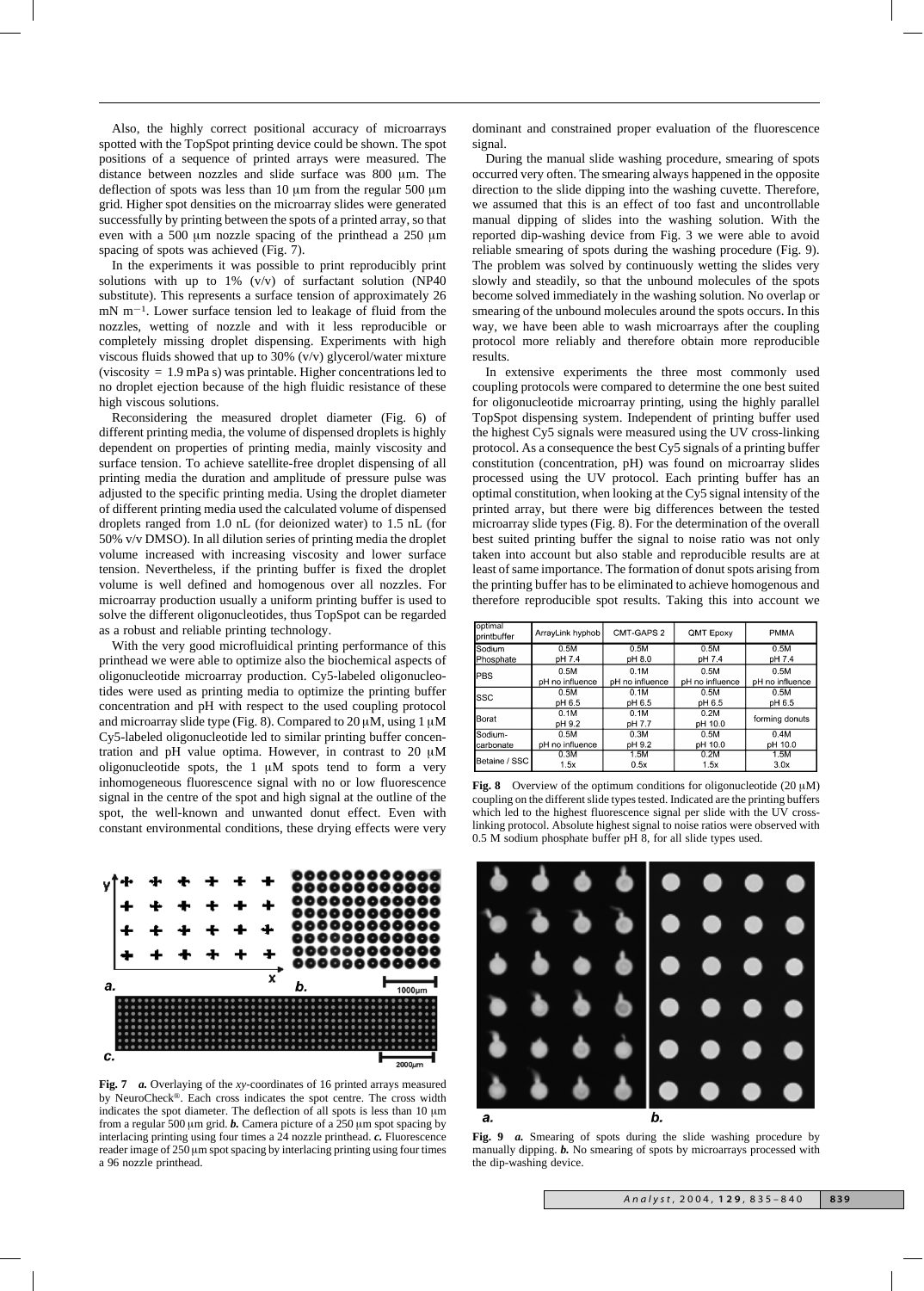Also, the highly correct positional accuracy of microarrays spotted with the TopSpot printing device could be shown. The spot positions of a sequence of printed arrays were measured. The distance between nozzles and slide surface was 800 μm. The deflection of spots was less than 10 μm from the regular 500 μm grid. Higher spot densities on the microarray slides were generated successfully by printing between the spots of a printed array, so that even with a 500 μm nozzle spacing of the printhead a 250 μm spacing of spots was achieved (Fig. 7).

In the experiments it was possible to print reproducibly print solutions with up to 1% (v/v) of surfactant solution (NP40 substitute). This represents a surface tension of approximately 26 mN $m^{-1}$. Lower surface tension led to leakage of fluid from the nozzles, wetting of nozzle and with it less reproducible or completely missing droplet dispensing. Experiments with high viscous fluids showed that up to 30% (v/v) glycerol/water mixture (viscosity = 1.9 mPa s) was printable. Higher concentrations led to no droplet ejection because of the high fluidic resistance of these high viscous solutions.

Reconsidering the measured droplet diameter (Fig. 6) of different printing media, the volume of dispensed droplets is highly dependent on properties of printing media, mainly viscosity and surface tension. To achieve satellite-free droplet dispensing of all printing media the duration and amplitude of pressure pulse was adjusted to the specific printing media. Using the droplet diameter of different printing media used the calculated volume of dispensed droplets ranged from 1.0 nL (for deionized water) to 1.5 nL (for 50% v/v DMSO). In all dilution series of printing media the droplet volume increased with increasing viscosity and lower surface tension. Nevertheless, if the printing buffer is fixed the droplet volume is well defined and homogenous over all nozzles. For microarray production usually a uniform printing buffer is used to solve the different oligonucleotides, thus TopSpot can be regarded as a robust and reliable printing technology.

With the very good microfluidical printing performance of this printhead we were able to optimize also the biochemical aspects of oligonucleotide microarray production. Cy5-labeled oligonucleotides were used as printing media to optimize the printing buffer concentration and pH with respect to the used coupling protocol and microarray slide type (Fig. 8). Compared to 20 μM, using 1 μM Cy5-labeled oligonucleotide led to similar printing buffer concentration and pH value optima. However, in contrast to 20 μM oligonucleotide spots, the 1 μM spots tend to form a very inhomogeneous fluorescence signal with no or low fluorescence signal in the centre of the spot and high signal at the outline of the spot, the well-known and unwanted donut effect. Even with constant environmental conditions, these drying effects were very dominant and constrained proper evaluation of the fluorescence signal.

During the manual slide washing procedure, smearing of spots occurred very often. The smearing always happened in the opposite direction to the slide dipping into the washing cuvette. Therefore, we assumed that this is an effect of too fast and uncontrollable manual dipping of slides into the washing solution. With the reported dip-washing device from Fig. 3 we were able to avoid reliable smearing of spots during the washing procedure (Fig. 9). The problem was solved by continuously wetting the slides very slowly and steadily, so that the unbound molecules of the spots become solved immediately in the washing solution. No overlap or smearing of the unbound molecules around the spots occurs. In this way, we have been able to wash microarrays after the coupling protocol more reliably and therefore obtain more reproducible results.

In extensive experiments the three most commonly used coupling protocols were compared to determine the one best suited for oligonucleotide microarray printing, using the highly parallel TopSpot dispensing system. Independent of printing buffer used the highest Cy5 signals were measured using the UV cross-linking protocol. As a consequence the best Cy5 signals of a printing buffer constitution (concentration, pH) was found on microarray slides processed using the UV protocol. Each printing buffer has an optimal constitution, when looking at the Cy5 signal intensity of the printed array, but there were big differences between the tested microarray slide types (Fig. 8). For the determination of the overall best suited printing buffer the signal to noise ratio was not only taken into account but also stable and reproducible results are at least of same importance. The formation of donut spots arising from the printing buffer has to be eliminated to achieve homogenous and therefore reproducible spot results. Taking this into account we

| optimal printbuffer | ArrayLink hyphob | CMT-GAPS 2 | QMT Epoxy | PMMA |
|---|---|---|---|---|
| Sodium Phosphate | 0.5M pH 7.4 | 0.5M pH 8.0 | 0.5M pH 7.4 | 0.5M pH 7.4 |
| PBS | 0.5M pH no influence | 0.1M pH no influence | 0.5M pH no influence | 0.5M pH no influence |
| SSC | 0.5M pH 6.5 | 0.1M pH 6.5 | 0.5M pH 6.5 | 0.5M pH 6.5 |
| Borat | 0.1M pH 9.2 | 0.1M pH 7.7 | 0.2M pH 10.0 | forming donuts |
| Sodium-carbonate | 0.5M pH no influence | 0.3M pH 9.2 | 0.5M pH 10.0 | 0.4M pH 10.0 |
| Betaine / SSC | 0.3M 1.5x | 1.5M 0.5x | 0.2M 1.5x | 1.5M 3.0x |

**Fig. 8** Overview of the optimum conditions for oligonucleotide (20 μM) coupling on the different slide types tested. Indicated are the printing buffers which led to the highest fluorescence signal per slide with the UV cross-linking protocol. Absolute highest signal to noise ratios were observed with 0.5 M sodium phosphate buffer pH 8, for all slide types used.

**Fig. 7** ***a.*** Overlaying of the *xy*-coordinates of 16 printed arrays measured by NeuroCheck®. Each cross indicates the spot centre. The cross width indicates the spot diameter. The deflection of all spots is less than 10 μm from a regular 500 μm grid. ***b.*** Camera picture of a 250 μm spot spacing by interlacing printing using four times a 24 nozzle printhead. ***c.*** Fluorescence reader image of 250 μm spot spacing by interlacing printing using four times a 96 nozzle printhead.

**Fig. 9** ***a.*** Smearing of spots during the slide washing procedure by manually dipping. ***b.*** No smearing of spots by microarrays processed with the dip-washing device.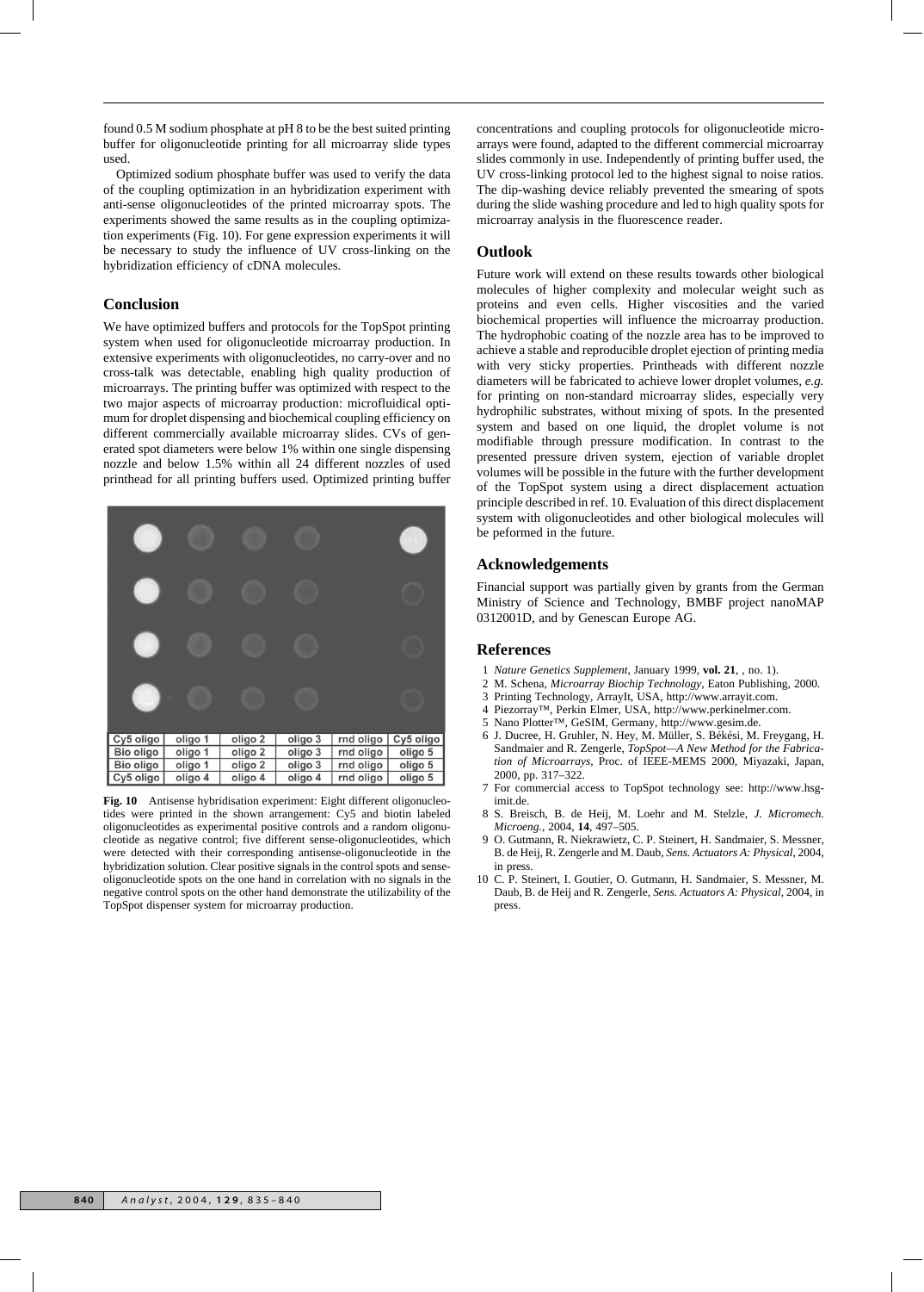found 0.5 M sodium phosphate at pH 8 to be the best suited printing buffer for oligonucleotide printing for all microarray slide types used.

Optimized sodium phosphate buffer was used to verify the data of the coupling optimization in an hybridization experiment with anti-sense oligonucleotides of the printed microarray spots. The experiments showed the same results as in the coupling optimization experiments (Fig. 10). For gene expression experiments it will be necessary to study the influence of UV cross-linking on the hybridization efficiency of cDNA molecules.

## Conclusion

We have optimized buffers and protocols for the TopSpot printing system when used for oligonucleotide microarray production. In extensive experiments with oligonucleotides, no carry-over and no cross-talk was detectable, enabling high quality production of microarrays. The printing buffer was optimized with respect to the two major aspects of microarray production: microfluidical optimum for droplet dispensing and biochemical coupling efficiency on different commercially available microarray slides. CVs of generated spot diameters were below 1% within one single dispensing nozzle and below 1.5% within all 24 different nozzles of used printhead for all printing buffers used. Optimized printing buffer concentrations and coupling protocols for oligonucleotide microarrays were found, adapted to the different commercial microarray slides commonly in use. Independently of printing buffer used, the UV cross-linking protocol led to the highest signal to noise ratios. The dip-washing device reliably prevented the smearing of spots during the slide washing procedure and led to high quality spots for microarray analysis in the fluorescence reader.

| | | | | | |
|---|---|---|---|---|---|
| Cy5 oligo | oligo 1 | oligo 2 | oligo 3 | rnd oligo | Cy5 oligo |
| Bio oligo | oligo 1 | oligo 2 | oligo 3 | rnd oligo | oligo 5 |
| Bio oligo | oligo 1 | oligo 2 | oligo 3 | rnd oligo | oligo 5 |
| Cy5 oligo | oligo 4 | oligo 4 | oligo 4 | rnd oligo | oligo 5 |

**Fig. 10** Antisense hybridisation experiment: Eight different oligonucleotides were printed in the shown arrangement: Cy5 and biotin labeled oligonucleotides as experimental positive controls and a random oligonucleotide as negative control; five different sense-oligonucleotides, which were detected with their corresponding antisense-oligonucleotide in the hybridization solution. Clear positive signals in the control spots and sense-oligonucleotide spots on the one hand in correlation with no signals in the negative control spots on the other hand demonstrate the utilizability of the TopSpot dispenser system for microarray production.

## Outlook

Future work will extend on these results towards other biological molecules of higher complexity and molecular weight such as proteins and even cells. Higher viscosities and the varied biochemical properties will influence the microarray production. The hydrophobic coating of the nozzle area has to be improved to achieve a stable and reproducible droplet ejection of printing media with very sticky properties. Printheads with different nozzle diameters will be fabricated to achieve lower droplet volumes, *e.g.* for printing on non-standard microarray slides, especially very hydrophilic substrates, without mixing of spots. In the presented system and based on one liquid, the droplet volume is not modifiable through pressure modification. In contrast to the presented pressure driven system, ejection of variable droplet volumes will be possible in the future with the further development of the TopSpot system using a direct displacement actuation principle described in ref. 10. Evaluation of this direct displacement system with oligonucleotides and other biological molecules will be peformed in the future.

## Acknowledgements

Financial support was partially given by grants from the German Ministry of Science and Technology, BMBF project nanoMAP 0312001D, and by Genescan Europe AG.

## References

1. *Nature Genetics Supplement*, January 1999, **vol. 21**, , no. 1).
2. M. Schena, *Microarray Biochip Technology*, Eaton Publishing, 2000.
3. Printing Technology, ArrayIt, USA, http://www.arrayit.com.
4. Piezorray™, Perkin Elmer, USA, http://www.perkinelmer.com.
5. Nano Plotter™, GeSIM, Germany, http://www.gesim.de.
6. J. Ducree, H. Gruhler, N. Hey, M. Müller, S. Békési, M. Freygang, H. Sandmaier and R. Zengerle, *TopSpot—A New Method for the Fabrication of Microarrays*, Proc. of IEEE-MEMS 2000, Miyazaki, Japan, 2000, pp. 317–322.
7. For commercial access to TopSpot technology see: http://www.hsg-imit.de.
8. S. Breisch, B. de Heij, M. Loehr and M. Stelzle, *J. Micromech. Microeng.*, 2004, **14**, 497–505.
9. O. Gutmann, R. Niekrawietz, C. P. Steinert, H. Sandmaier, S. Messner, B. de Heij, R. Zengerle and M. Daub, *Sens. Actuators A: Physical*, 2004, in press.
10. C. P. Steinert, I. Goutier, O. Gutmann, H. Sandmaier, S. Messner, M. Daub, B. de Heij and R. Zengerle, *Sens. Actuators A: Physical*, 2004, in press.